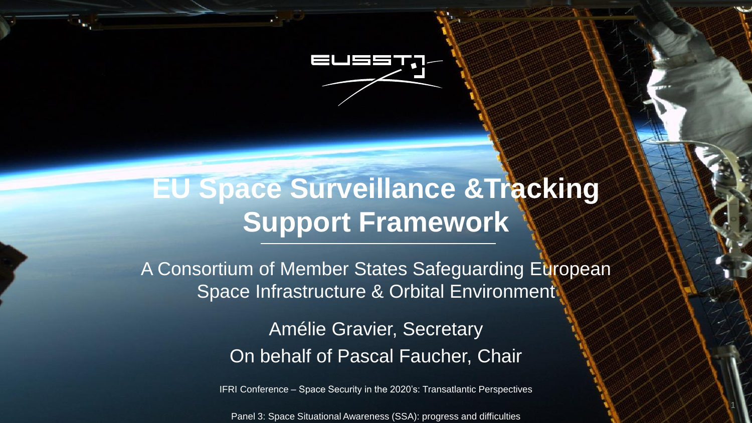# EU Space Surveillance &Tracking Support Framework

A Consortium of Member States Safeguarding European Space Infrastructure & Orbital Environment

Amélie Gravier, Secretary

On behalf of Pascal Faucher, Chair

IFRI Conference – Space Security in the 2020's: Transatlantic Perspectives

Panel 3: Space Situational Awareness (SSA): progress and difficulties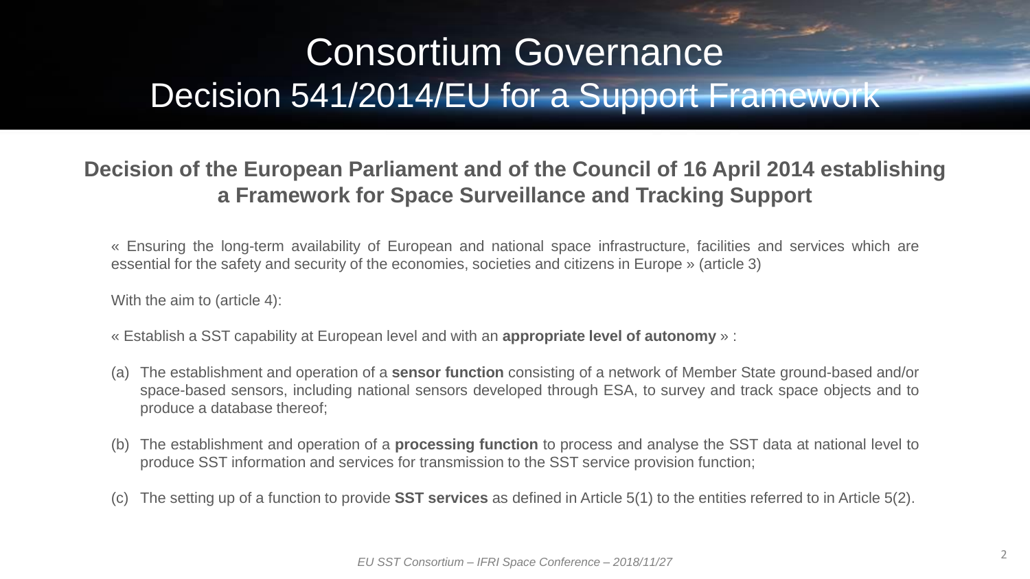# Consortium Governance
## Decision 541/2014/EU for a Support Framework

**Decision of the European Parliament and of the Council of 16 April 2014 establishing a Framework for Space Surveillance and Tracking Support**

« Ensuring the long-term availability of European and national space infrastructure, facilities and services which are essential for the safety and security of the economies, societies and citizens in Europe » (article 3)

With the aim to (article 4):

« Establish a SST capability at European level and with an **appropriate level of autonomy** » :

(a) The establishment and operation of a **sensor function** consisting of a network of Member State ground-based and/or space-based sensors, including national sensors developed through ESA, to survey and track space objects and to produce a database thereof;

(b) The establishment and operation of a **processing function** to process and analyse the SST data at national level to produce SST information and services for transmission to the SST service provision function;

(c) The setting up of a function to provide **SST services** as defined in Article 5(1) to the entities referred to in Article 5(2).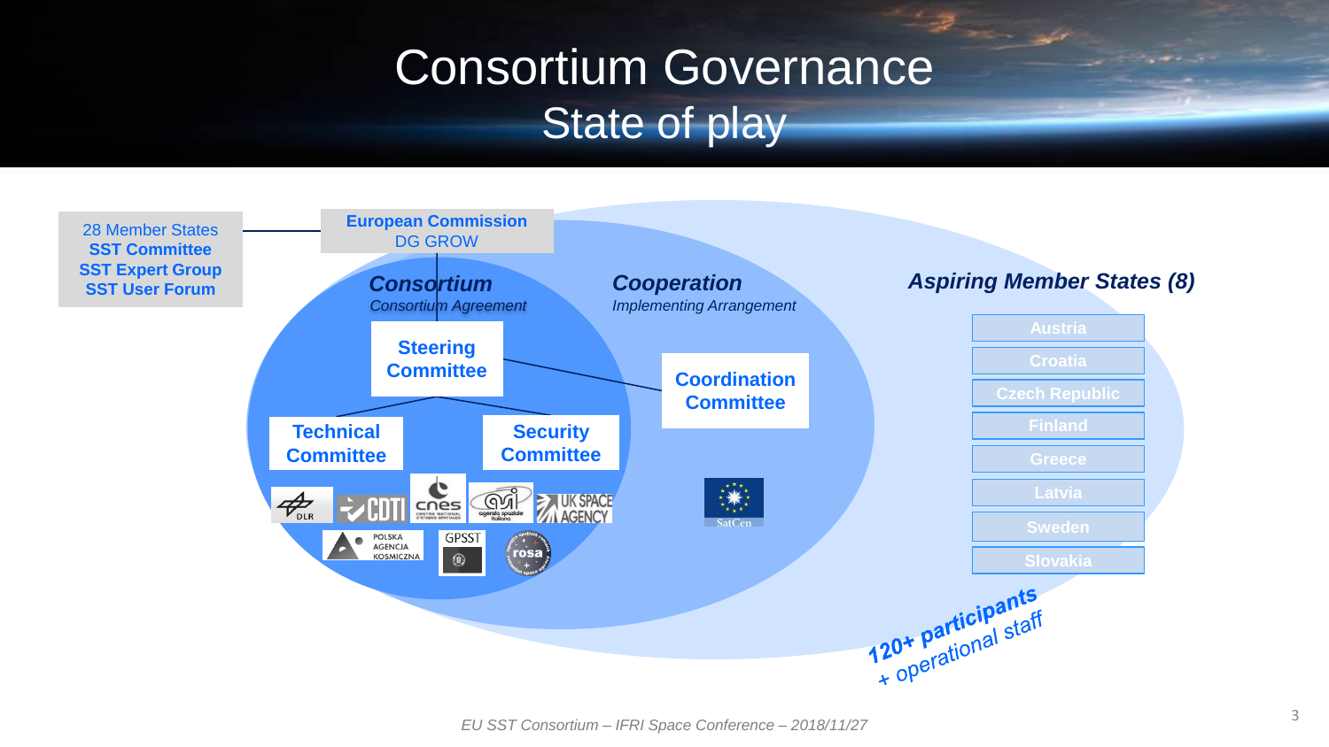# Consortium Governance
## State of play

**28 Member States**
**SST Committee**
**SST Expert Group**
**SST User Forum**

**European Commission**
DG GROW

***Consortium***
*Consortium Agreement*

**Steering Committee**

**Technical Committee**

**Security Committee**

DLR, CDTI, cnes, asi, UK SPACE AGENCY, POLSKA AGENCJA KOSMICZNA, GPSST, rosa

***Cooperation***
*Implementing Arrangement*

**Coordination Committee**

SatCen

***Aspiring Member States (8)***

- Austria
- Croatia
- Czech Republic
- Finland
- Greece
- Latvia
- Sweden
- Slovakia

***120+ participants***
*+ operational staff*

*EU SST Consortium – IFRI Space Conference – 2018/11/27*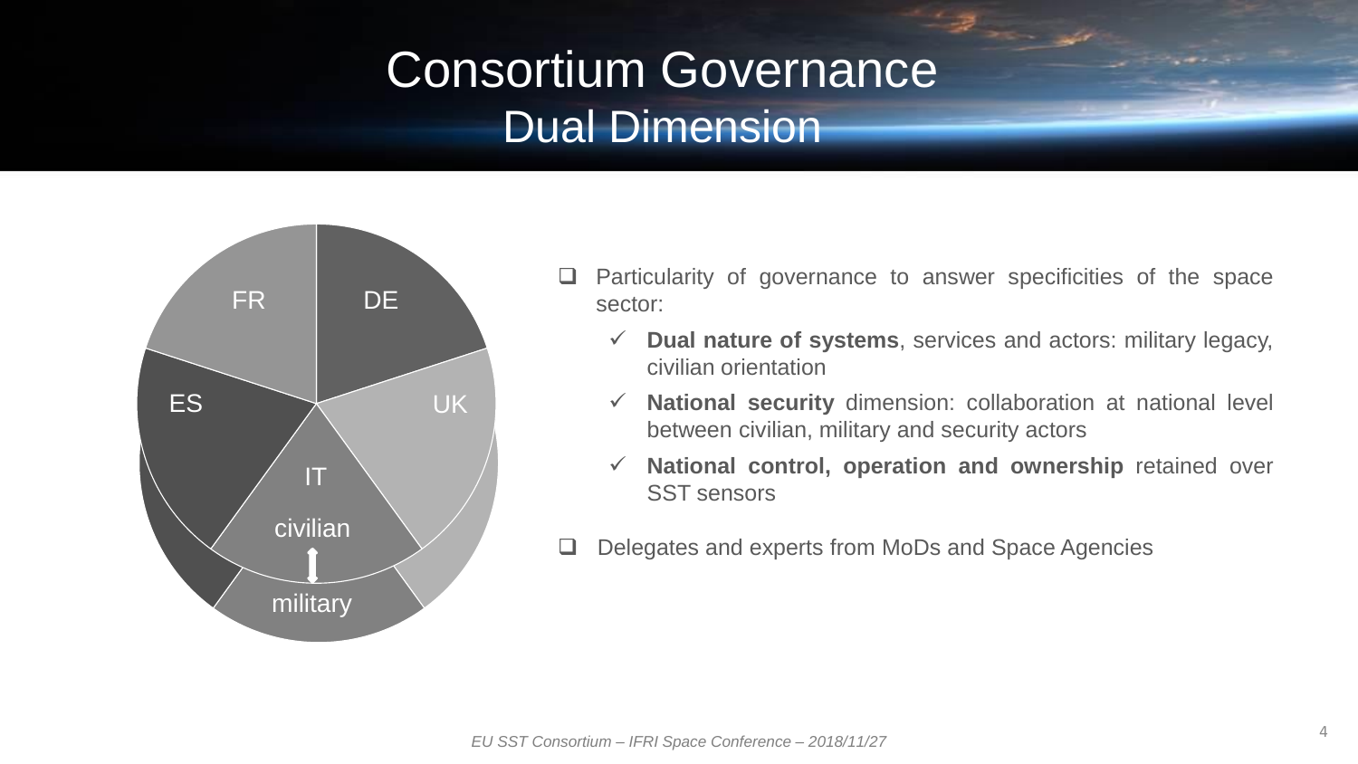# Consortium Governance
## Dual Dimension

FR | DE | ES | UK | IT | civilian | military

- Particularity of governance to answer specificities of the space sector:
  - ✓ **Dual nature of systems**, services and actors: military legacy, civilian orientation
  - ✓ **National security** dimension: collaboration at national level between civilian, military and security actors
  - ✓ **National control, operation and ownership** retained over SST sensors
- Delegates and experts from MoDs and Space Agencies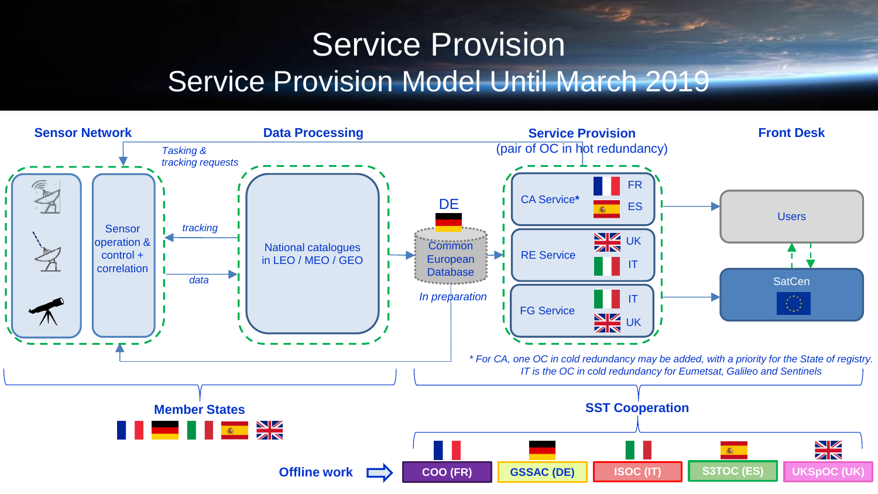# Service Provision

## Service Provision Model Until March 2019

**Sensor Network**

Sensor operation & control + correlation

*Tasking & tracking requests*

*tracking*

*data*

**Data Processing**

National catalogues in LEO / MEO / GEO

DE

Common European Database

*In preparation*

**Service Provision**

(pair of OC in hot redundancy)

CA Service* — FR, ES

RE Service — UK, IT

FG Service — IT, UK

**Front Desk**

Users

SatCen

*\* For CA, one OC in cold redundancy may be added, with a priority for the State of registry. IT is the OC in cold redundancy for Eumetsat, Galileo and Sentinels*

**Member States**

**SST Cooperation**

**Offline work**

COO (FR) | GSSAC (DE) | ISOC (IT) | S3TOC (ES) | UKSpOC (UK)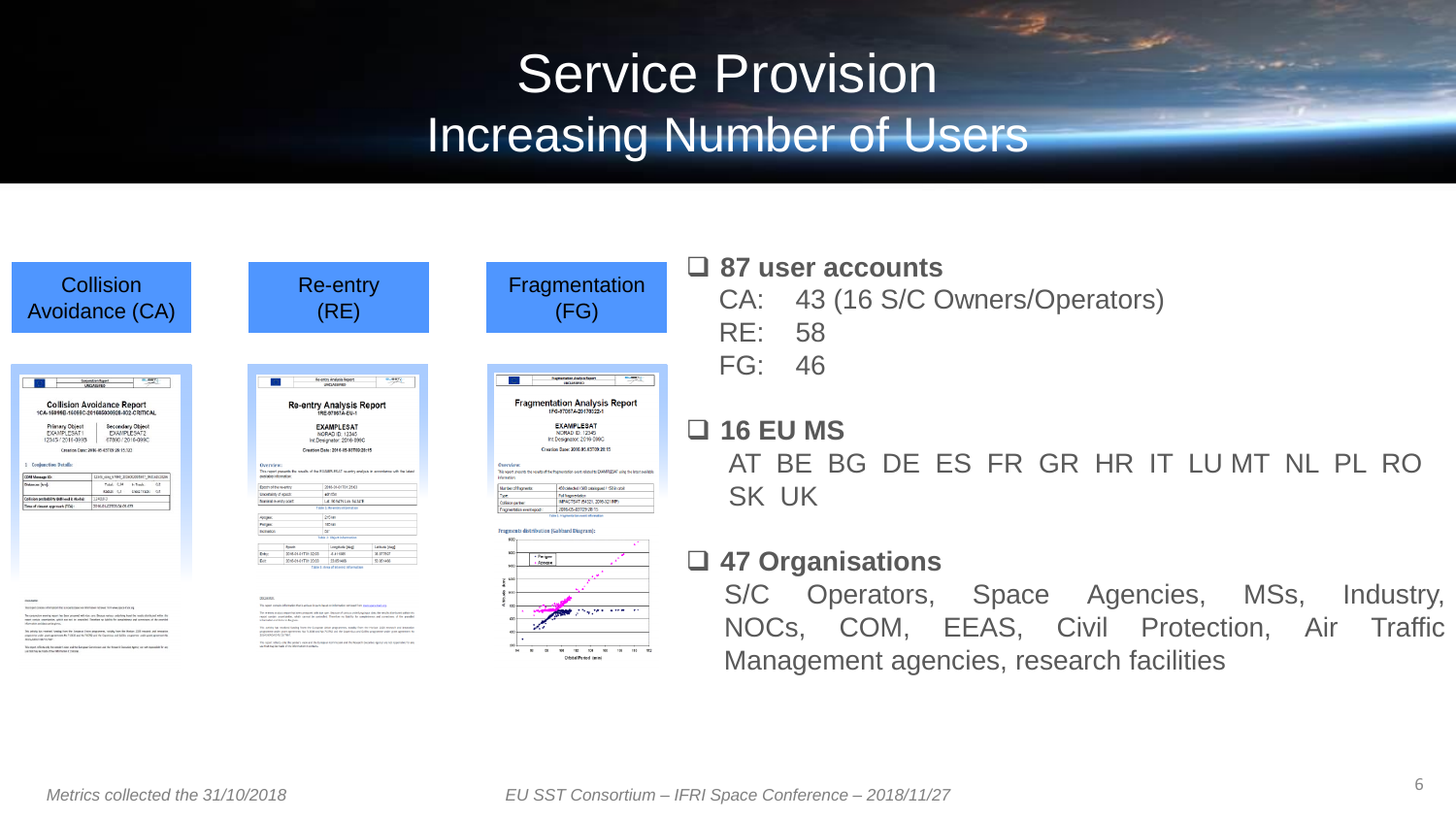# Service Provision

## Increasing Number of Users

**Collision Avoidance (CA)**

**Re-entry (RE)**

**Fragmentation (FG)**

- **87 user accounts**

  CA: 43 (16 S/C Owners/Operators)

  RE: 58

  FG: 46

- **16 EU MS**

  AT BE BG DE ES FR GR HR IT LU MT NL PL RO SK UK

- **47 Organisations**

  S/C Operators, Space Agencies, MSs, Industry, NOCs, COM, EEAS, Civil Protection, Air Traffic Management agencies, research facilities

*Metrics collected the 31/10/2018*

*EU SST Consortium – IFRI Space Conference – 2018/11/27*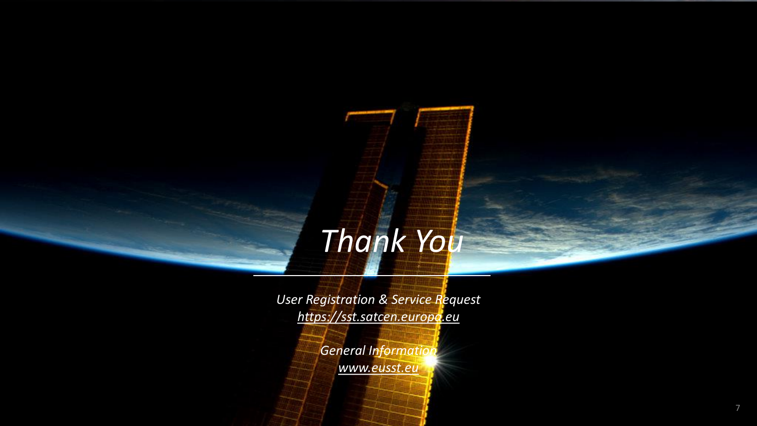# *Thank You*

*User Registration & Service Request*
*https://sst.satcen.europa.eu*

*General Information*
*www.eusst.eu*